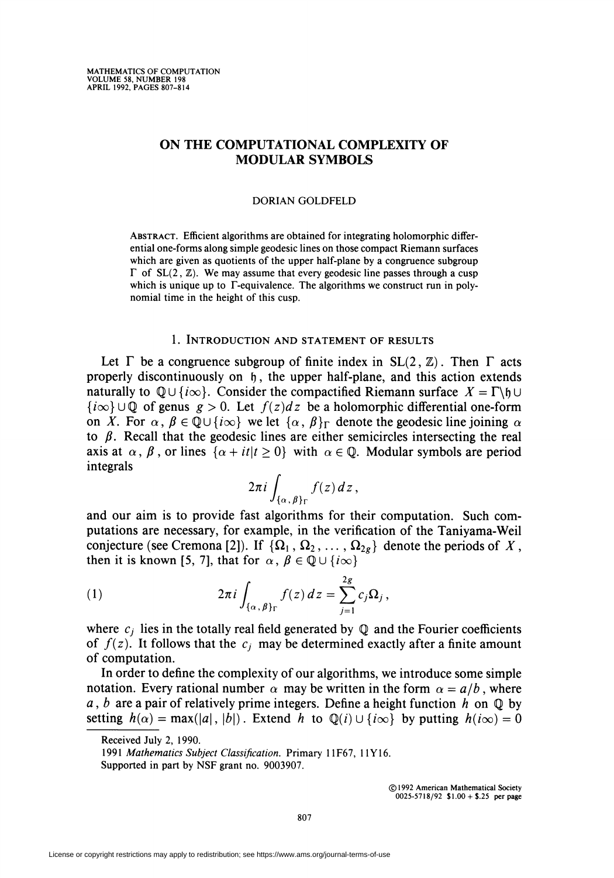# ON THE COMPUTATIONAL COMPLEXITY OF MODULAR SYMBOLS

DORIAN GOLDFELD

ABSTRACT. Efficient algorithms are obtained for integrating holomorphic differential one-forms along simple geodesic lines on those compact Riemann surfaces which are given as quotients of the upper half-plane by a congruence subgroup $\Gamma$ of $\mathrm{SL}(2, \mathbb{Z})$. We may assume that every geodesic line passes through a cusp which is unique up to $\Gamma$-equivalence. The algorithms we construct run in polynomial time in the height of this cusp.

## 1. INTRODUCTION AND STATEMENT OF RESULTS

Let $\Gamma$ be a congruence subgroup of finite index in $\mathrm{SL}(2, \mathbb{Z})$. Then $\Gamma$ acts properly discontinuously on $\mathfrak{h}$, the upper half-plane, and this action extends naturally to $\mathbb{Q} \cup \{i\infty\}$. Consider the compactified Riemann surface $X = \Gamma\backslash\mathfrak{h} \cup \{i\infty\} \cup \mathbb{Q}$ of genus $g > 0$. Let $f(z)dz$ be a holomorphic differential one-form on $X$. For $\alpha, \beta \in \mathbb{Q} \cup \{i\infty\}$ we let $\{\alpha, \beta\}_\Gamma$ denote the geodesic line joining $\alpha$ to $\beta$. Recall that the geodesic lines are either semicircles intersecting the real axis at $\alpha, \beta$, or lines $\{\alpha + it | t \geq 0\}$ with $\alpha \in \mathbb{Q}$. Modular symbols are period integrals

$$2\pi i \int_{\{\alpha, \beta\}_\Gamma} f(z)\, dz,$$

and our aim is to provide fast algorithms for their computation. Such computations are necessary, for example, in the verification of the Taniyama-Weil conjecture (see Cremona [2]). If $\{\Omega_1, \Omega_2, \ldots, \Omega_{2g}\}$ denote the periods of $X$, then it is known [5, 7], that for $\alpha, \beta \in \mathbb{Q} \cup \{i\infty\}$

$$(1) \qquad 2\pi i \int_{\{\alpha, \beta\}_\Gamma} f(z)\, dz = \sum_{j=1}^{2g} c_j \Omega_j,$$

where $c_j$ lies in the totally real field generated by $\mathbb{Q}$ and the Fourier coefficients of $f(z)$. It follows that the $c_j$ may be determined exactly after a finite amount of computation.

In order to define the complexity of our algorithms, we introduce some simple notation. Every rational number $\alpha$ may be written in the form $\alpha = a/b$, where $a, b$ are a pair of relatively prime integers. Define a height function $h$ on $\mathbb{Q}$ by setting $h(\alpha) = \max(|a|, |b|)$. Extend $h$ to $\mathbb{Q}(i) \cup \{i\infty\}$ by putting $h(i\infty) = 0$

Received July 2, 1990.

1991 *Mathematics Subject Classification*. Primary 11F67, 11Y16.

Supported in part by NSF grant no. 9003907.

©1992 American Mathematical Society
0025-5718/92 $1.00 + $.25 per page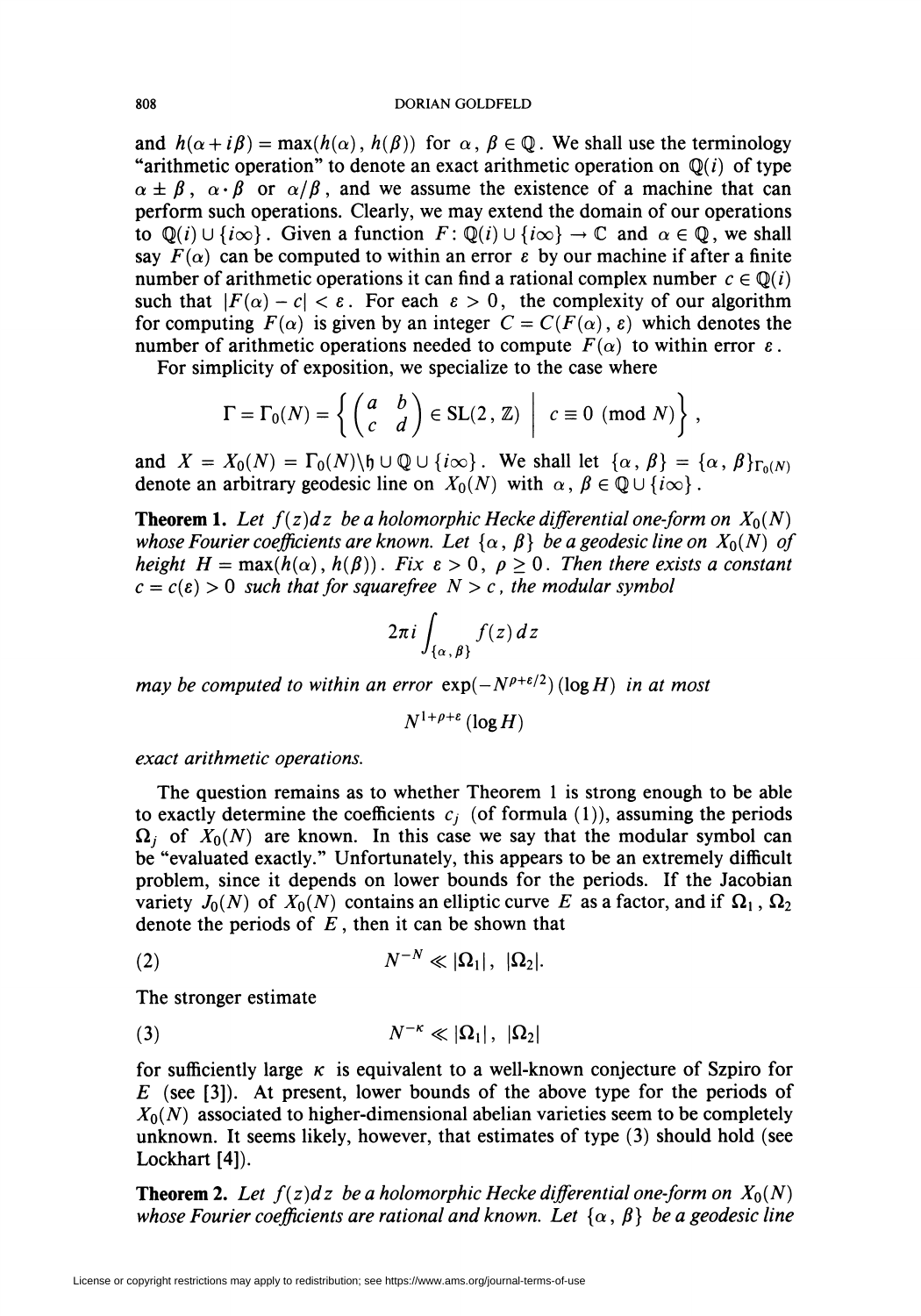and $h(\alpha + i\beta) = \max(h(\alpha), h(\beta))$ for $\alpha, \beta \in \mathbb{Q}$. We shall use the terminology "arithmetic operation" to denote an exact arithmetic operation on $\mathbb{Q}(i)$ of type $\alpha \pm \beta$, $\alpha \cdot \beta$ or $\alpha/\beta$, and we assume the existence of a machine that can perform such operations. Clearly, we may extend the domain of our operations to $\mathbb{Q}(i) \cup \{i\infty\}$. Given a function $F: \mathbb{Q}(i) \cup \{i\infty\} \to \mathbb{C}$ and $\alpha \in \mathbb{Q}$, we shall say $F(\alpha)$ can be computed to within an error $\varepsilon$ by our machine if after a finite number of arithmetic operations it can find a rational complex number $c \in \mathbb{Q}(i)$ such that $|F(\alpha) - c| < \varepsilon$. For each $\varepsilon > 0$, the complexity of our algorithm for computing $F(\alpha)$ is given by an integer $C = C(F(\alpha), \varepsilon)$ which denotes the number of arithmetic operations needed to compute $F(\alpha)$ to within error $\varepsilon$.

For simplicity of exposition, we specialize to the case where

$$\Gamma = \Gamma_0(N) = \left\{ \begin{pmatrix} a & b \\ c & d \end{pmatrix} \in \mathrm{SL}(2, \mathbb{Z}) \;\middle|\; c \equiv 0 \pmod{N} \right\},$$

and $X = X_0(N) = \Gamma_0(N)\backslash\mathfrak{h} \cup \mathbb{Q} \cup \{i\infty\}$. We shall let $\{\alpha, \beta\} = \{\alpha, \beta\}_{\Gamma_0(N)}$ denote an arbitrary geodesic line on $X_0(N)$ with $\alpha, \beta \in \mathbb{Q} \cup \{i\infty\}$.

**Theorem 1.** *Let $f(z)dz$ be a holomorphic Hecke differential one-form on $X_0(N)$ whose Fourier coefficients are known. Let $\{\alpha, \beta\}$ be a geodesic line on $X_0(N)$ of height $H = \max(h(\alpha), h(\beta))$. Fix $\varepsilon > 0$, $\rho \geq 0$. Then there exists a constant $c = c(\varepsilon) > 0$ such that for squarefree $N > c$, the modular symbol*

$$2\pi i \int_{\{\alpha, \beta\}} f(z)\, dz$$

*may be computed to within an error $\exp(-N^{\rho+\varepsilon/2})(\log H)$ in at most*

$$N^{1+\rho+\varepsilon}(\log H)$$

*exact arithmetic operations.*

The question remains as to whether Theorem 1 is strong enough to be able to exactly determine the coefficients $c_j$ (of formula (1)), assuming the periods $\Omega_j$ of $X_0(N)$ are known. In this case we say that the modular symbol can be "evaluated exactly." Unfortunately, this appears to be an extremely difficult problem, since it depends on lower bounds for the periods. If the Jacobian variety $J_0(N)$ of $X_0(N)$ contains an elliptic curve $E$ as a factor, and if $\Omega_1$, $\Omega_2$ denote the periods of $E$, then it can be shown that

$$N^{-N} \ll |\Omega_1|, \; |\Omega_2|. \tag{2}$$

The stronger estimate

$$N^{-\kappa} \ll |\Omega_1|, \; |\Omega_2| \tag{3}$$

for sufficiently large $\kappa$ is equivalent to a well-known conjecture of Szpiro for $E$ (see [3]). At present, lower bounds of the above type for the periods of $X_0(N)$ associated to higher-dimensional abelian varieties seem to be completely unknown. It seems likely, however, that estimates of type (3) should hold (see Lockhart [4]).

**Theorem 2.** *Let $f(z)dz$ be a holomorphic Hecke differential one-form on $X_0(N)$ whose Fourier coefficients are rational and known. Let $\{\alpha, \beta\}$ be a geodesic line*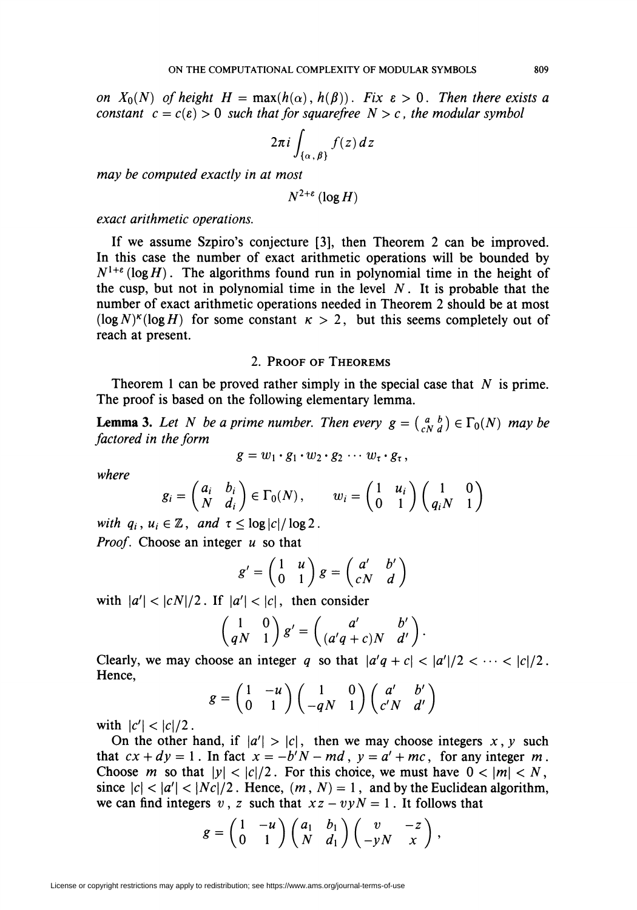*on $X_0(N)$ of height $H = \max(h(\alpha), h(\beta))$. Fix $\varepsilon > 0$. Then there exists a constant $c = c(\varepsilon) > 0$ such that for squarefree $N > c$, the modular symbol*

$$2\pi i \int_{\{\alpha, \beta\}} f(z)\, dz$$

*may be computed exactly in at most*

$$N^{2+\varepsilon} (\log H)$$

*exact arithmetic operations.*

If we assume Szpiro's conjecture [3], then Theorem 2 can be improved. In this case the number of exact arithmetic operations will be bounded by $N^{1+\varepsilon}(\log H)$. The algorithms found run in polynomial time in the height of the cusp, but not in polynomial time in the level $N$. It is probable that the number of exact arithmetic operations needed in Theorem 2 should be at most $(\log N)^{\kappa}(\log H)$ for some constant $\kappa > 2$, but this seems completely out of reach at present.

## 2. Proof of Theorems

Theorem 1 can be proved rather simply in the special case that $N$ is prime. The proof is based on the following elementary lemma.

**Lemma 3.** *Let $N$ be a prime number. Then every $g = \begin{pmatrix} a & b \\ cN & d \end{pmatrix} \in \Gamma_0(N)$ may be factored in the form*

$$g = w_1 \cdot g_1 \cdot w_2 \cdot g_2 \cdots w_\tau \cdot g_\tau ,$$

*where*

$$g_i = \begin{pmatrix} a_i & b_i \\ N & d_i \end{pmatrix} \in \Gamma_0(N), \qquad w_i = \begin{pmatrix} 1 & u_i \\ 0 & 1 \end{pmatrix} \begin{pmatrix} 1 & 0 \\ q_i N & 1 \end{pmatrix}$$

*with $q_i, u_i \in \mathbb{Z}$, and $\tau \leq \log|c| / \log 2$.*

*Proof.* Choose an integer $u$ so that

$$g' = \begin{pmatrix} 1 & u \\ 0 & 1 \end{pmatrix} g = \begin{pmatrix} a' & b' \\ cN & d \end{pmatrix}$$

with $|a'| < |cN|/2$. If $|a'| < |c|$, then consider

$$\begin{pmatrix} 1 & 0 \\ qN & 1 \end{pmatrix} g' = \begin{pmatrix} a' & b' \\ (a'q + c)N & d' \end{pmatrix}.$$

Clearly, we may choose an integer $q$ so that $|a'q + c| < |a'|/2 < \cdots < |c|/2$. Hence,

$$g = \begin{pmatrix} 1 & -u \\ 0 & 1 \end{pmatrix} \begin{pmatrix} 1 & 0 \\ -qN & 1 \end{pmatrix} \begin{pmatrix} a' & b' \\ c'N & d' \end{pmatrix}$$

with $|c'| < |c|/2$.

On the other hand, if $|a'| > |c|$, then we may choose integers $x, y$ such that $cx + dy = 1$. In fact $x = -b'N - md$, $y = a' + mc$, for any integer $m$. Choose $m$ so that $|y| < |c|/2$. For this choice, we must have $0 < |m| < N$, since $|c| < |a'| < |Nc|/2$. Hence, $(m, N) = 1$, and by the Euclidean algorithm, we can find integers $v, z$ such that $xz - vyN = 1$. It follows that

$$g = \begin{pmatrix} 1 & -u \\ 0 & 1 \end{pmatrix} \begin{pmatrix} a_1 & b_1 \\ N & d_1 \end{pmatrix} \begin{pmatrix} v & -z \\ -yN & x \end{pmatrix},$$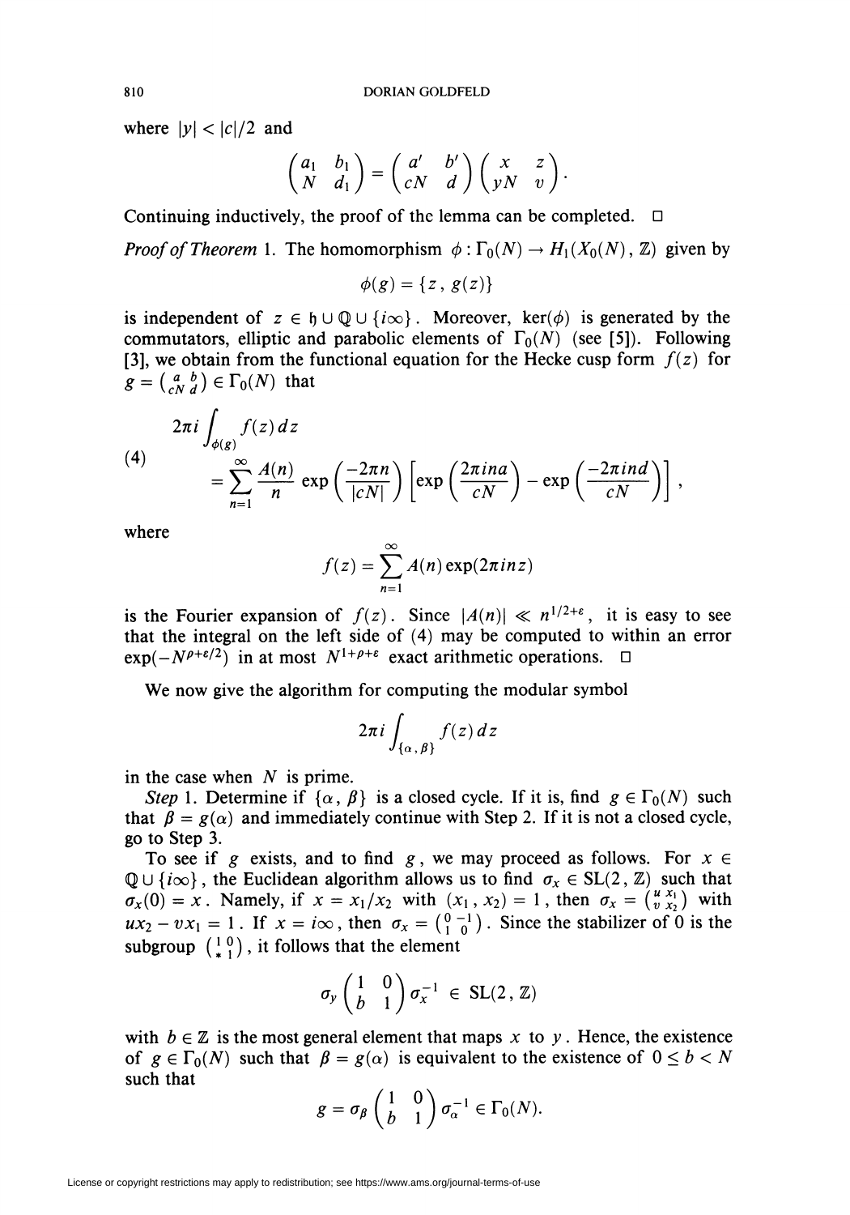where $|y| < |c|/2$ and

$$\begin{pmatrix} a_1 & b_1 \\ N & d_1 \end{pmatrix} = \begin{pmatrix} a' & b' \\ cN & d \end{pmatrix} \begin{pmatrix} x & z \\ yN & v \end{pmatrix}.$$

Continuing inductively, the proof of thc lemma can be completed. $\square$

*Proof of Theorem* 1. The homomorphism $\phi : \Gamma_0(N) \to H_1(X_0(N), \mathbb{Z})$ given by

$$\phi(g) = \{z, g(z)\}$$

is independent of $z \in \mathfrak{h} \cup \mathbb{Q} \cup \{i\infty\}$. Moreover, $\ker(\phi)$ is generated by the commutators, elliptic and parabolic elements of $\Gamma_0(N)$ (see [5]). Following [3], we obtain from the functional equation for the Hecke cusp form $f(z)$ for $g = \left(\begin{smallmatrix} a & b \\ cN & d \end{smallmatrix}\right) \in \Gamma_0(N)$ that

$$(4) \qquad \begin{aligned} 2\pi i \int_{\phi(g)} f(z)\, dz \\ = \sum_{n=1}^{\infty} \frac{A(n)}{n} \exp\left(\frac{-2\pi n}{|cN|}\right) \left[\exp\left(\frac{2\pi i n a}{cN}\right) - \exp\left(\frac{-2\pi i n d}{cN}\right)\right], \end{aligned}$$

where

$$f(z) = \sum_{n=1}^{\infty} A(n) \exp(2\pi i n z)$$

is the Fourier expansion of $f(z)$. Since $|A(n)| \ll n^{1/2+\varepsilon}$, it is easy to see that the integral on the left side of (4) may be computed to within an error $\exp(-N^{\rho+\varepsilon/2})$ in at most $N^{1+\rho+\varepsilon}$ exact arithmetic operations. $\square$

We now give the algorithm for computing the modular symbol

$$2\pi i \int_{\{\alpha, \beta\}} f(z)\, dz$$

in the case when $N$ is prime.

*Step* 1. Determine if $\{\alpha, \beta\}$ is a closed cycle. If it is, find $g \in \Gamma_0(N)$ such that $\beta = g(\alpha)$ and immediately continue with Step 2. If it is not a closed cycle, go to Step 3.

To see if $g$ exists, and to find $g$, we may proceed as follows. For $x \in \mathbb{Q} \cup \{i\infty\}$, the Euclidean algorithm allows us to find $\sigma_x \in \mathrm{SL}(2, \mathbb{Z})$ such that $\sigma_x(0) = x$. Namely, if $x = x_1/x_2$ with $(x_1, x_2) = 1$, then $\sigma_x = \left(\begin{smallmatrix} u & x_1 \\ v & x_2 \end{smallmatrix}\right)$ with $ux_2 - vx_1 = 1$. If $x = i\infty$, then $\sigma_x = \left(\begin{smallmatrix} 0 & -1 \\ 1 & 0 \end{smallmatrix}\right)$. Since the stabilizer of 0 is the subgroup $\left(\begin{smallmatrix} 1 & 0 \\ * & 1 \end{smallmatrix}\right)$, it follows that the element

$$\sigma_y \begin{pmatrix} 1 & 0 \\ b & 1 \end{pmatrix} \sigma_x^{-1} \in \mathrm{SL}(2, \mathbb{Z})$$

with $b \in \mathbb{Z}$ is the most general element that maps $x$ to $y$. Hence, the existence of $g \in \Gamma_0(N)$ such that $\beta = g(\alpha)$ is equivalent to the existence of $0 \le b < N$ such that

$$g = \sigma_\beta \begin{pmatrix} 1 & 0 \\ b & 1 \end{pmatrix} \sigma_\alpha^{-1} \in \Gamma_0(N).$$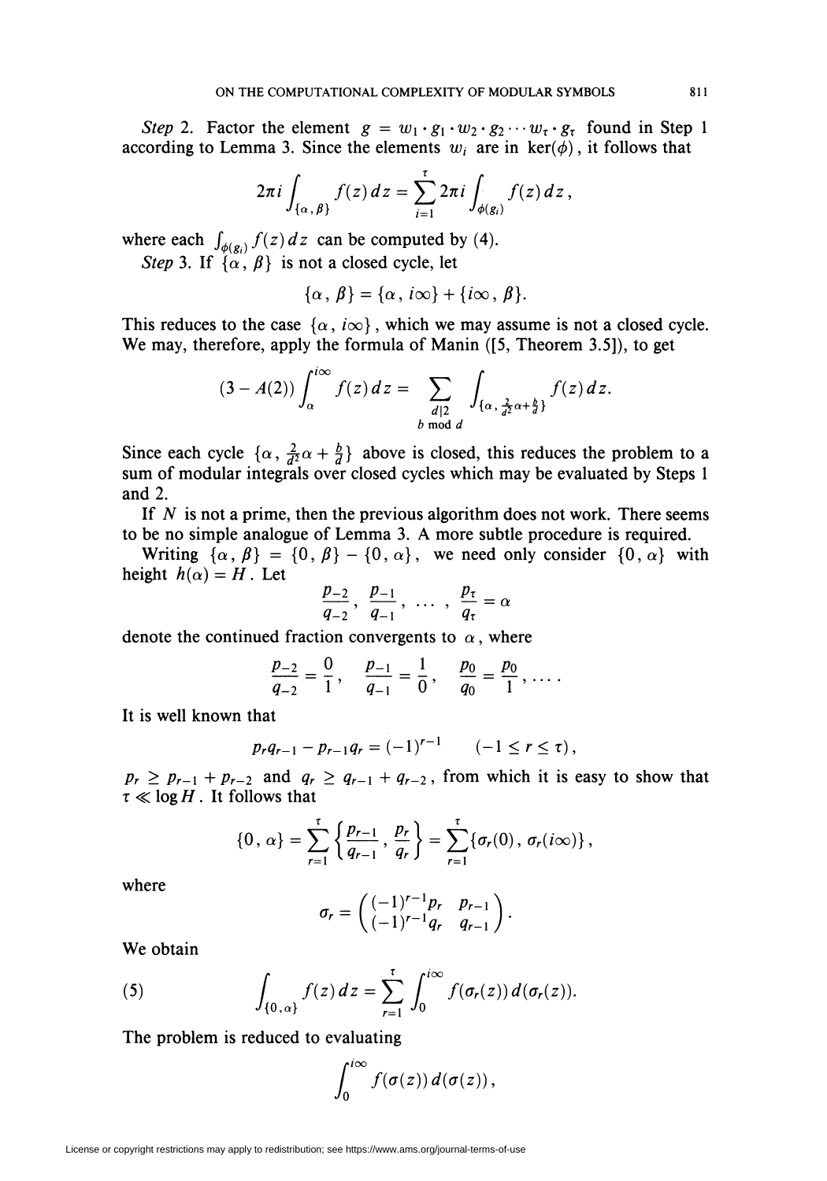*Step* 2. Factor the element $g = w_1 \cdot g_1 \cdot w_2 \cdot g_2 \cdots w_\tau \cdot g_\tau$ found in Step 1 according to Lemma 3. Since the elements $w_i$ are in $\ker(\phi)$, it follows that

$$2\pi i \int_{\{\alpha, \beta\}} f(z)\, dz = \sum_{i=1}^{\tau} 2\pi i \int_{\phi(g_i)} f(z)\, dz,$$

where each $\int_{\phi(g_i)} f(z)\, dz$ can be computed by (4).

*Step* 3. If $\{\alpha, \beta\}$ is not a closed cycle, let

$$\{\alpha, \beta\} = \{\alpha, i\infty\} + \{i\infty, \beta\}.$$

This reduces to the case $\{\alpha, i\infty\}$, which we may assume is not a closed cycle. We may, therefore, apply the formula of Manin ([5, Theorem 3.5]), to get

$$(3 - A(2)) \int_{\alpha}^{i\infty} f(z)\, dz = \sum_{\substack{d \mid 2 \\ b \bmod d}} \int_{\{\alpha, \frac{2}{d^2}\alpha + \frac{b}{d}\}} f(z)\, dz.$$

Since each cycle $\{\alpha, \frac{2}{d^2}\alpha + \frac{b}{d}\}$ above is closed, this reduces the problem to a sum of modular integrals over closed cycles which may be evaluated by Steps 1 and 2.

If $N$ is not a prime, then the previous algorithm does not work. There seems to be no simple analogue of Lemma 3. A more subtle procedure is required.

Writing $\{\alpha, \beta\} = \{0, \beta\} - \{0, \alpha\}$, we need only consider $\{0, \alpha\}$ with height $h(\alpha) = H$. Let

$$\frac{p_{-2}}{q_{-2}}, \frac{p_{-1}}{q_{-1}}, \ldots, \frac{p_\tau}{q_\tau} = \alpha$$

denote the continued fraction convergents to $\alpha$, where

$$\frac{p_{-2}}{q_{-2}} = \frac{0}{1}, \quad \frac{p_{-1}}{q_{-1}} = \frac{1}{0}, \quad \frac{p_0}{q_0} = \frac{p_0}{1}, \ldots.$$

It is well known that

$$p_r q_{r-1} - p_{r-1} q_r = (-1)^{r-1} \qquad (-1 \le r \le \tau),$$

$p_r \ge p_{r-1} + p_{r-2}$ and $q_r \ge q_{r-1} + q_{r-2}$, from which it is easy to show that $\tau \ll \log H$. It follows that

$$\{0, \alpha\} = \sum_{r=1}^{\tau} \left\{\frac{p_{r-1}}{q_{r-1}}, \frac{p_r}{q_r}\right\} = \sum_{r=1}^{\tau} \{\sigma_r(0), \sigma_r(i\infty)\},$$

where

$$\sigma_r = \begin{pmatrix} (-1)^{r-1} p_r & p_{r-1} \\ (-1)^{r-1} q_r & q_{r-1} \end{pmatrix}.$$

We obtain

$$\int_{\{0, \alpha\}} f(z)\, dz = \sum_{r=1}^{\tau} \int_0^{i\infty} f(\sigma_r(z))\, d(\sigma_r(z)). \tag{5}$$

The problem is reduced to evaluating

$$\int_0^{i\infty} f(\sigma(z))\, d(\sigma(z)),$$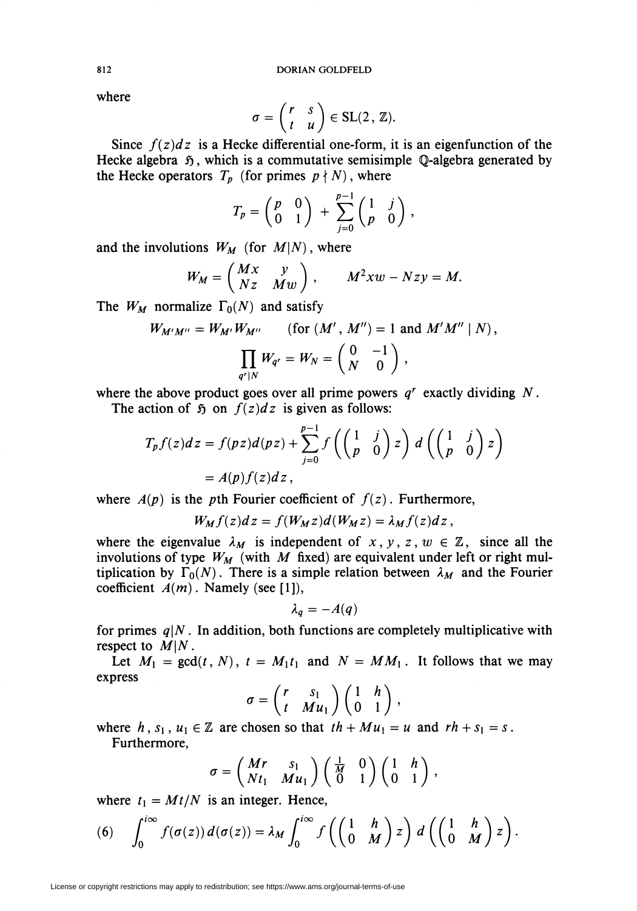where

$$\sigma = \begin{pmatrix} r & s \\ t & u \end{pmatrix} \in \mathrm{SL}(2, \mathbb{Z}).$$

Since $f(z)dz$ is a Hecke differential one-form, it is an eigenfunction of the Hecke algebra $\mathfrak{H}$, which is a commutative semisimple $\mathbb{Q}$-algebra generated by the Hecke operators $T_p$ (for primes $p \nmid N$), where

$$T_p = \begin{pmatrix} p & 0 \\ 0 & 1 \end{pmatrix} + \sum_{j=0}^{p-1} \begin{pmatrix} 1 & j \\ p & 0 \end{pmatrix},$$

and the involutions $W_M$ (for $M|N$), where

$$W_M = \begin{pmatrix} Mx & y \\ Nz & Mw \end{pmatrix}, \qquad M^2xw - Nzy = M.$$

The $W_M$ normalize $\Gamma_0(N)$ and satisfy

$$W_{M'M''} = W_{M'} W_{M''} \qquad (\text{for } (M', M'') = 1 \text{ and } M'M'' \mid N),$$

$$\prod_{q^r | N} W_{q^r} = W_N = \begin{pmatrix} 0 & -1 \\ N & 0 \end{pmatrix},$$

where the above product goes over all prime powers $q^r$ exactly dividing $N$.

The action of $\mathfrak{H}$ on $f(z)dz$ is given as follows:

$$\begin{aligned} T_p f(z)dz &= f(pz)d(pz) + \sum_{j=0}^{p-1} f\left(\begin{pmatrix} 1 & j \\ p & 0 \end{pmatrix} z\right) d\left(\begin{pmatrix} 1 & j \\ p & 0 \end{pmatrix} z\right) \\ &= A(p) f(z) dz, \end{aligned}$$

where $A(p)$ is the $p$th Fourier coefficient of $f(z)$. Furthermore,

$$W_M f(z)dz = f(W_M z) d(W_M z) = \lambda_M f(z) dz,$$

where the eigenvalue $\lambda_M$ is independent of $x, y, z, w \in \mathbb{Z}$, since all the involutions of type $W_M$ (with $M$ fixed) are equivalent under left or right multiplication by $\Gamma_0(N)$. There is a simple relation between $\lambda_M$ and the Fourier coefficient $A(m)$. Namely (see [1]),

$$\lambda_q = -A(q)$$

for primes $q|N$. In addition, both functions are completely multiplicative with respect to $M|N$.

Let $M_1 = \gcd(t, N)$, $t = M_1 t_1$ and $N = MM_1$. It follows that we may express

$$\sigma = \begin{pmatrix} r & s_1 \\ t & Mu_1 \end{pmatrix} \begin{pmatrix} 1 & h \\ 0 & 1 \end{pmatrix},$$

where $h, s_1, u_1 \in \mathbb{Z}$ are chosen so that $th + Mu_1 = u$ and $rh + s_1 = s$.

Furthermore,

$$\sigma = \begin{pmatrix} Mr & s_1 \\ Nt_1 & Mu_1 \end{pmatrix} \begin{pmatrix} \frac{1}{M} & 0 \\ 0 & 1 \end{pmatrix} \begin{pmatrix} 1 & h \\ 0 & 1 \end{pmatrix},$$

where $t_1 = Mt/N$ is an integer. Hence,

$$\int_0^{i\infty} f(\sigma(z))\, d(\sigma(z)) = \lambda_M \int_0^{i\infty} f\left(\begin{pmatrix} 1 & h \\ 0 & M \end{pmatrix} z\right) d\left(\begin{pmatrix} 1 & h \\ 0 & M \end{pmatrix} z\right). \tag{6}$$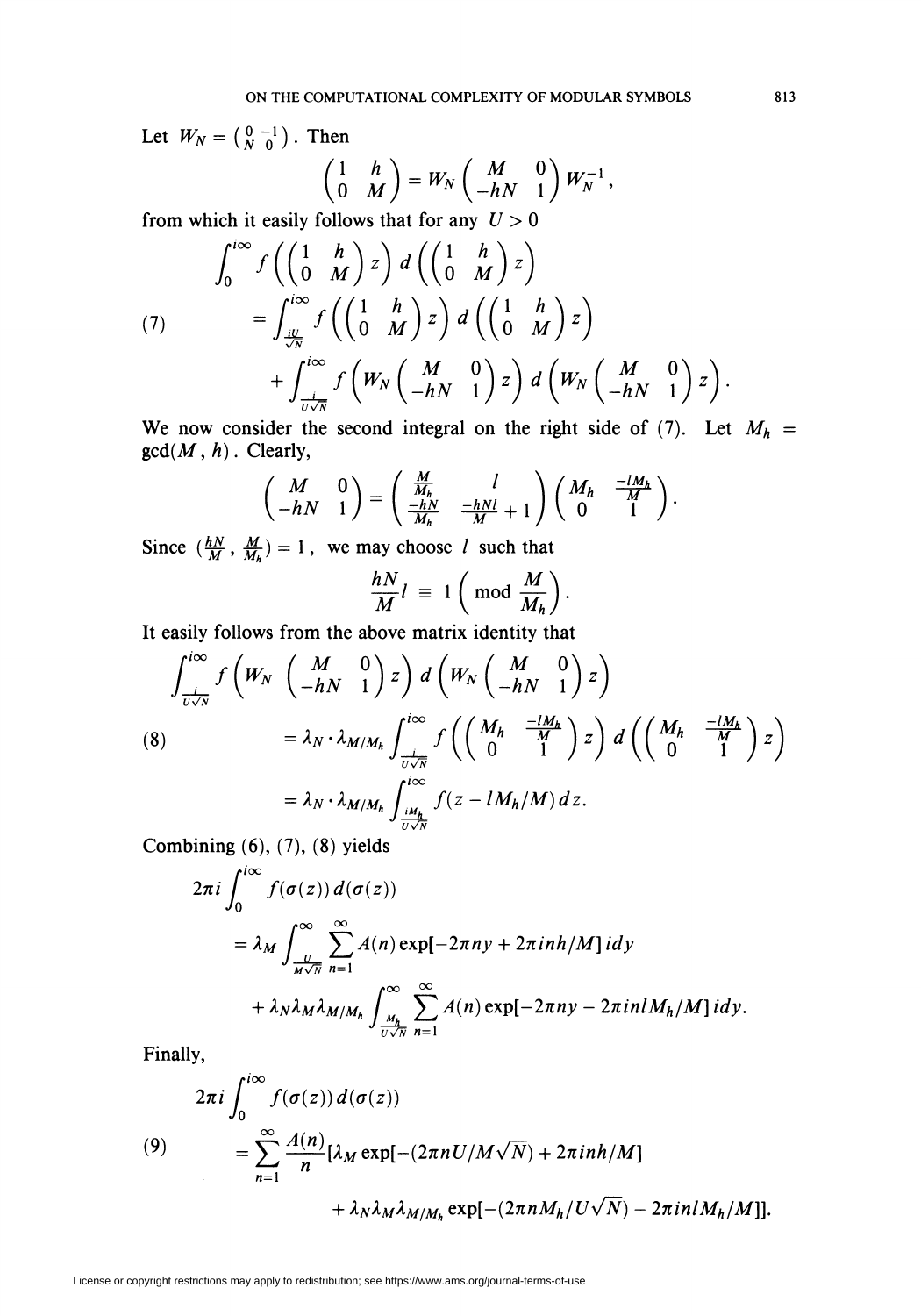Let $W_N = \begin{pmatrix} 0 & -1 \\ N & 0 \end{pmatrix}$. Then

$$\begin{pmatrix} 1 & h \\ 0 & M \end{pmatrix} = W_N \begin{pmatrix} M & 0 \\ -hN & 1 \end{pmatrix} W_N^{-1},$$

from which it easily follows that for any $U > 0$

$$\begin{aligned}
&\int_0^{i\infty} f\left(\begin{pmatrix} 1 & h \\ 0 & M \end{pmatrix} z\right) d\left(\begin{pmatrix} 1 & h \\ 0 & M \end{pmatrix} z\right) \\
(7) \qquad &= \int_{\frac{iU}{\sqrt{N}}}^{i\infty} f\left(\begin{pmatrix} 1 & h \\ 0 & M \end{pmatrix} z\right) d\left(\begin{pmatrix} 1 & h \\ 0 & M \end{pmatrix} z\right) \\
&\quad + \int_{\frac{i}{U\sqrt{N}}}^{i\infty} f\left(W_N \begin{pmatrix} M & 0 \\ -hN & 1 \end{pmatrix} z\right) d\left(W_N \begin{pmatrix} M & 0 \\ -hN & 1 \end{pmatrix} z\right).
\end{aligned}$$

We now consider the second integral on the right side of (7). Let $M_h = \gcd(M, h)$. Clearly,

$$\begin{pmatrix} M & 0 \\ -hN & 1 \end{pmatrix} = \begin{pmatrix} \frac{M}{M_h} & l \\ \frac{-hN}{M_h} & \frac{-hNl}{M} + 1 \end{pmatrix} \begin{pmatrix} M_h & \frac{-lM_h}{M} \\ 0 & 1 \end{pmatrix}.$$

Since $(\frac{hN}{M}, \frac{M}{M_h}) = 1$, we may choose $l$ such that

$$\frac{hN}{M} l \equiv 1 \left(\bmod \frac{M}{M_h}\right).$$

It easily follows from the above matrix identity that

$$\begin{aligned}
&\int_{\frac{i}{U\sqrt{N}}}^{i\infty} f\left(W_N \begin{pmatrix} M & 0 \\ -hN & 1 \end{pmatrix} z\right) d\left(W_N \begin{pmatrix} M & 0 \\ -hN & 1 \end{pmatrix} z\right) \\
(8) \qquad &= \lambda_N \cdot \lambda_{M/M_h} \int_{\frac{i}{U\sqrt{N}}}^{i\infty} f\left(\begin{pmatrix} M_h & \frac{-lM_h}{M} \\ 0 & 1 \end{pmatrix} z\right) d\left(\begin{pmatrix} M_h & \frac{-lM_h}{M} \\ 0 & 1 \end{pmatrix} z\right) \\
&= \lambda_N \cdot \lambda_{M/M_h} \int_{\frac{iM_h}{U\sqrt{N}}}^{i\infty} f(z - lM_h/M)\, dz.
\end{aligned}$$

Combining (6), (7), (8) yields

$$\begin{aligned}
&2\pi i \int_0^{i\infty} f(\sigma(z))\, d(\sigma(z)) \\
&= \lambda_M \int_{\frac{U}{M\sqrt{N}}}^{\infty} \sum_{n=1}^{\infty} A(n) \exp[-2\pi n y + 2\pi i n h/M]\, i dy \\
&\quad + \lambda_N \lambda_M \lambda_{M/M_h} \int_{\frac{M_h}{U\sqrt{N}}}^{\infty} \sum_{n=1}^{\infty} A(n) \exp[-2\pi n y - 2\pi i n l M_h/M]\, i dy.
\end{aligned}$$

Finally,

$$\begin{aligned}
&2\pi i \int_0^{i\infty} f(\sigma(z))\, d(\sigma(z)) \\
(9) \qquad &= \sum_{n=1}^{\infty} \frac{A(n)}{n} [\lambda_M \exp[-(2\pi n U/M\sqrt{N}) + 2\pi i n h/M] \\
&\quad + \lambda_N \lambda_M \lambda_{M/M_h} \exp[-(2\pi n M_h/U\sqrt{N}) - 2\pi i n l M_h/M]].
\end{aligned}$$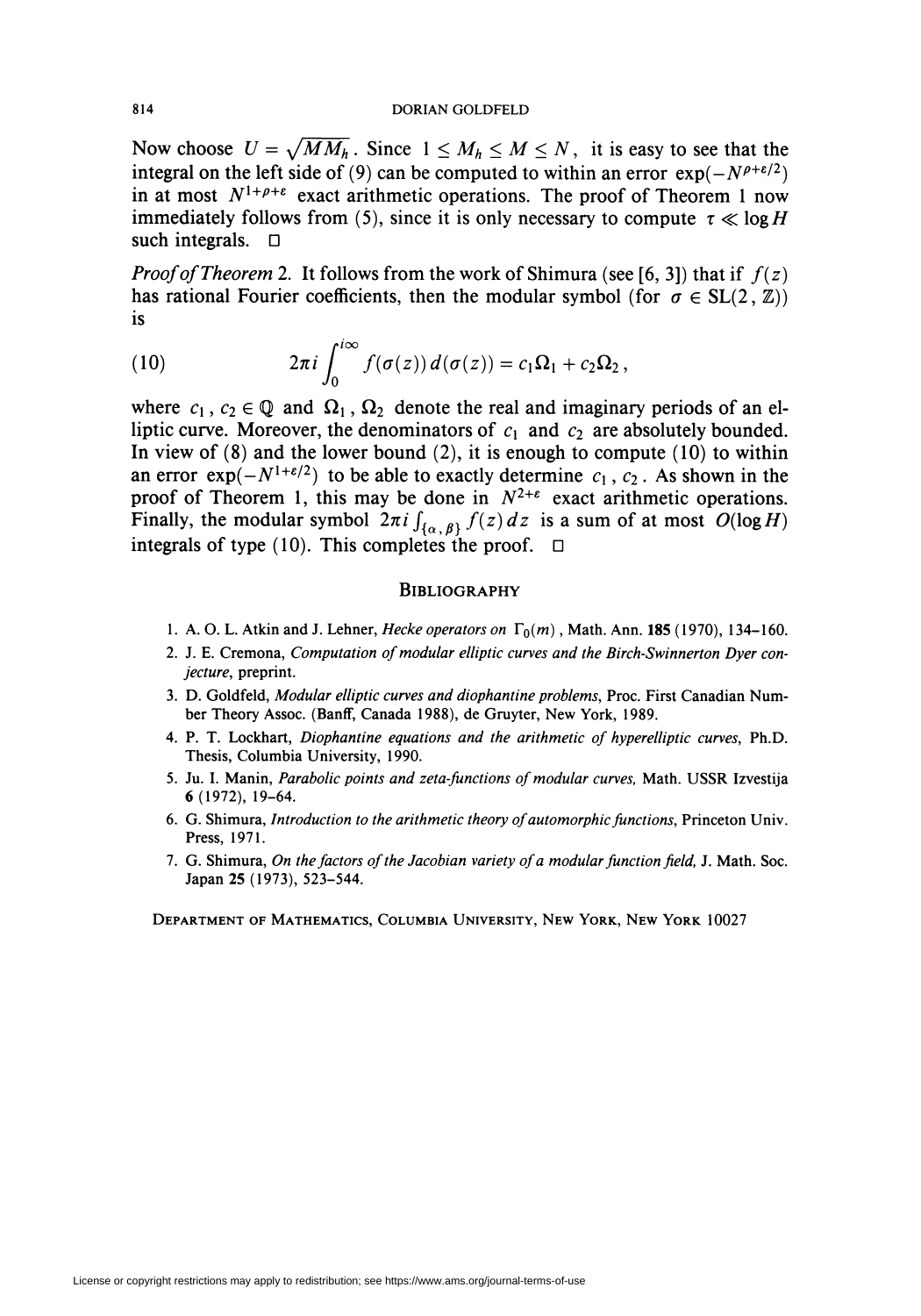Now choose $U = \sqrt{MM_h}$. Since $1 \le M_h \le M \le N$, it is easy to see that the integral on the left side of (9) can be computed to within an error $\exp(-N^{\rho+\varepsilon/2})$ in at most $N^{1+\rho+\varepsilon}$ exact arithmetic operations. The proof of Theorem 1 now immediately follows from (5), since it is only necessary to compute $\tau \ll \log H$ such integrals. $\square$

*Proof of Theorem* 2. It follows from the work of Shimura (see [6, 3]) that if $f(z)$ has rational Fourier coefficients, then the modular symbol (for $\sigma \in \mathrm{SL}(2, \mathbb{Z})$) is

$$2\pi i \int_0^{i\infty} f(\sigma(z))\, d(\sigma(z)) = c_1\Omega_1 + c_2\Omega_2, \tag{10}$$

where $c_1, c_2 \in \mathbb{Q}$ and $\Omega_1, \Omega_2$ denote the real and imaginary periods of an elliptic curve. Moreover, the denominators of $c_1$ and $c_2$ are absolutely bounded. In view of (8) and the lower bound (2), it is enough to compute (10) to within an error $\exp(-N^{1+\varepsilon/2})$ to be able to exactly determine $c_1, c_2$. As shown in the proof of Theorem 1, this may be done in $N^{2+\varepsilon}$ exact arithmetic operations. Finally, the modular symbol $2\pi i \int_{\{\alpha,\beta\}} f(z)\, dz$ is a sum of at most $O(\log H)$ integrals of type (10). This completes the proof. $\square$

## Bibliography

1. A. O. L. Atkin and J. Lehner, *Hecke operators on* $\Gamma_0(m)$, Math. Ann. **185** (1970), 134–160.
2. J. E. Cremona, *Computation of modular elliptic curves and the Birch-Swinnerton Dyer conjecture*, preprint.
3. D. Goldfeld, *Modular elliptic curves and diophantine problems*, Proc. First Canadian Number Theory Assoc. (Banff, Canada 1988), de Gruyter, New York, 1989.
4. P. T. Lockhart, *Diophantine equations and the arithmetic of hyperelliptic curves*, Ph.D. Thesis, Columbia University, 1990.
5. Ju. I. Manin, *Parabolic points and zeta-functions of modular curves*, Math. USSR Izvestija **6** (1972), 19–64.
6. G. Shimura, *Introduction to the arithmetic theory of automorphic functions*, Princeton Univ. Press, 1971.
7. G. Shimura, *On the factors of the Jacobian variety of a modular function field*, J. Math. Soc. Japan **25** (1973), 523–544.

Department of Mathematics, Columbia University, New York, New York 10027